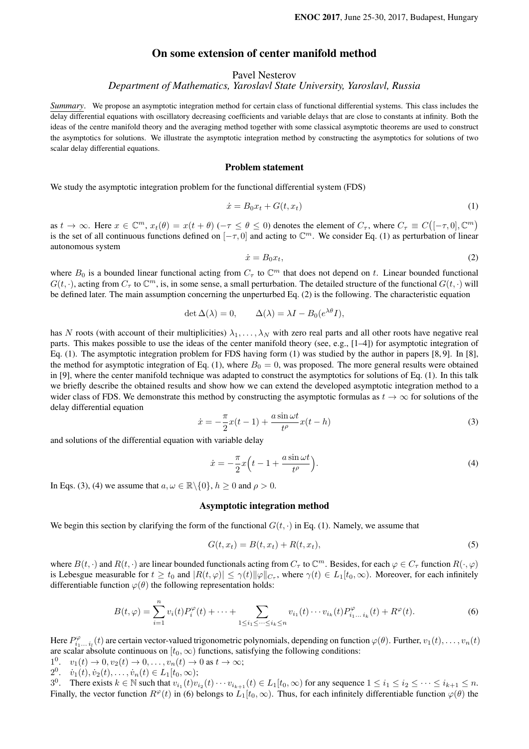# On some extension of center manifold method

Pavel Nesterov

*Department of Mathematics, Yaroslavl State University, Yaroslavl, Russia*

***Summary***. We propose an asymptotic integration method for certain class of functional differential systems. This class includes the delay differential equations with oscillatory decreasing coefficients and variable delays that are close to constants at infinity. Both the ideas of the centre manifold theory and the averaging method together with some classical asymptotic theorems are used to construct the asymptotics for solutions. We illustrate the asymptotic integration method by constructing the asymptotics for solutions of two scalar delay differential equations.

## Problem statement

We study the asymptotic integration problem for the functional differential system (FDS)

$$\dot{x} = B_0 x_t + G(t, x_t) \tag{1}$$

as $t \to \infty$. Here $x \in \mathbb{C}^m$, $x_t(\theta) = x(t+\theta)$ $(-\tau \le \theta \le 0)$ denotes the element of $C_\tau$, where $C_\tau \equiv C\big([-\tau, 0], \mathbb{C}^m\big)$ is the set of all continuous functions defined on $[-\tau, 0]$ and acting to $\mathbb{C}^m$. We consider Eq. (1) as perturbation of linear autonomous system

$$\dot{x} = B_0 x_t, \tag{2}$$

where $B_0$ is a bounded linear functional acting from $C_\tau$ to $\mathbb{C}^m$ that does not depend on $t$. Linear bounded functional $G(t, \cdot)$, acting from $C_\tau$ to $\mathbb{C}^m$, is, in some sense, a small perturbation. The detailed structure of the functional $G(t, \cdot)$ will be defined later. The main assumption concerning the unperturbed Eq. (2) is the following. The characteristic equation

$$\det \Delta(\lambda) = 0, \qquad \Delta(\lambda) = \lambda I - B_0(e^{\lambda\theta} I),$$

has $N$ roots (with account of their multiplicities) $\lambda_1, \ldots, \lambda_N$ with zero real parts and all other roots have negative real parts. This makes possible to use the ideas of the center manifold theory (see, e.g., [1–4]) for asymptotic integration of Eq. (1). The asymptotic integration problem for FDS having form (1) was studied by the author in papers [8, 9]. In [8], the method for asymptotic integration of Eq. (1), where $B_0 = 0$, was proposed. The more general results were obtained in [9], where the center manifold technique was adapted to construct the asymptotics for solutions of Eq. (1). In this talk we briefly describe the obtained results and show how we can extend the developed asymptotic integration method to a wider class of FDS. We demonstrate this method by constructing the asymptotic formulas as $t \to \infty$ for solutions of the delay differential equation

$$\dot{x} = -\frac{\pi}{2} x(t-1) + \frac{a \sin \omega t}{t^\rho} x(t-h) \tag{3}$$

and solutions of the differential equation with variable delay

$$\dot{x} = -\frac{\pi}{2} x\Big(t - 1 + \frac{a \sin \omega t}{t^\rho}\Big). \tag{4}$$

In Eqs. (3), (4) we assume that $a, \omega \in \mathbb{R}\backslash\{0\}$, $h \ge 0$ and $\rho > 0$.

## Asymptotic integration method

We begin this section by clarifying the form of the functional $G(t, \cdot)$ in Eq. (1). Namely, we assume that

$$G(t, x_t) = B(t, x_t) + R(t, x_t), \tag{5}$$

where $B(t, \cdot)$ and $R(t, \cdot)$ are linear bounded functionals acting from $C_\tau$ to $\mathbb{C}^m$. Besides, for each $\varphi \in C_\tau$ function $R(\cdot, \varphi)$ is Lebesgue measurable for $t \ge t_0$ and $|R(t, \varphi)| \le \gamma(t) \|\varphi\|_{C_\tau}$, where $\gamma(t) \in L_1[t_0, \infty)$. Moreover, for each infinitely differentiable function $\varphi(\theta)$ the following representation holds:

$$B(t, \varphi) = \sum_{i=1}^{n} v_i(t) P_i^\varphi(t) + \cdots + \sum_{1 \le i_1 \le \cdots \le i_k \le n} v_{i_1}(t) \cdots v_{i_k}(t) P^\varphi_{i_1 \ldots i_k}(t) + R^\varphi(t). \tag{6}$$

Here $P^\varphi_{i_1 \ldots i_l}(t)$ are certain vector-valued trigonometric polynomials, depending on function $\varphi(\theta)$. Further, $v_1(t), \ldots, v_n(t)$ are scalar absolute continuous on $[t_0, \infty)$ functions, satisfying the following conditions:

$1^0$. $v_1(t) \to 0, v_2(t) \to 0, \ldots, v_n(t) \to 0$ as $t \to \infty$;

$2^0$. $\dot{v}_1(t), \dot{v}_2(t), \ldots, \dot{v}_n(t) \in L_1[t_0, \infty)$;

$3^0$. There exists $k \in \mathbb{N}$ such that $v_{i_1}(t) v_{i_2}(t) \cdots v_{i_{k+1}}(t) \in L_1[t_0, \infty)$ for any sequence $1 \le i_1 \le i_2 \le \cdots \le i_{k+1} \le n$.

Finally, the vector function $R^\varphi(t)$ in (6) belongs to $L_1[t_0, \infty)$. Thus, for each infinitely differentiable function $\varphi(\theta)$ the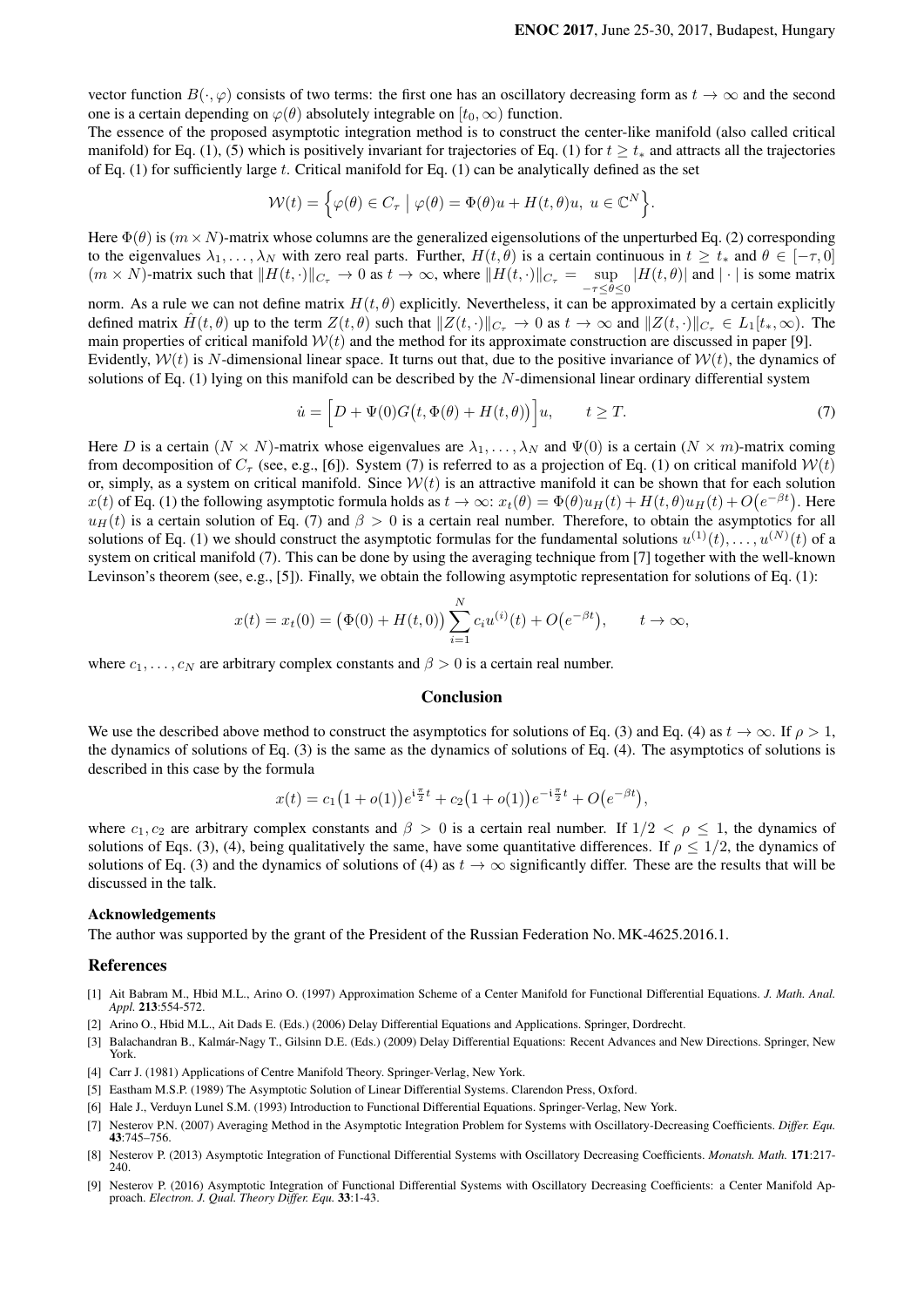vector function $B(\cdot,\varphi)$ consists of two terms: the first one has an oscillatory decreasing form as $t\to\infty$ and the second one is a certain depending on $\varphi(\theta)$ absolutely integrable on $[t_0,\infty)$ function.

The essence of the proposed asymptotic integration method is to construct the center-like manifold (also called critical manifold) for Eq. (1), (5) which is positively invariant for trajectories of Eq. (1) for $t\geq t_*$ and attracts all the trajectories of Eq. (1) for sufficiently large $t$. Critical manifold for Eq. (1) can be analytically defined as the set

$$\mathcal{W}(t)=\Big\{\varphi(\theta)\in C_\tau \;\big|\; \varphi(\theta)=\Phi(\theta)u+H(t,\theta)u,\ u\in\mathbb{C}^N\Big\}.$$

Here $\Phi(\theta)$ is $(m\times N)$-matrix whose columns are the generalized eigensolutions of the unperturbed Eq. (2) corresponding to the eigenvalues $\lambda_1,\dots,\lambda_N$ with zero real parts. Further, $H(t,\theta)$ is a certain continuous in $t\geq t_*$ and $\theta\in[-\tau,0]$ $(m\times N)$-matrix such that $\|H(t,\cdot)\|_{C_\tau}\to 0$ as $t\to\infty$, where $\|H(t,\cdot)\|_{C_\tau}=\sup\limits_{-\tau\leq\theta\leq 0}|H(t,\theta)|$ and $|\cdot|$ is some matrix norm. As a rule we can not define matrix $H(t,\theta)$ explicitly. Nevertheless, it can be approximated by a certain explicitly defined matrix $\hat{H}(t,\theta)$ up to the term $Z(t,\theta)$ such that $\|Z(t,\cdot)\|_{C_\tau}\to 0$ as $t\to\infty$ and $\|Z(t,\cdot)\|_{C_\tau}\in L_1[t_*,\infty)$. The main properties of critical manifold $\mathcal{W}(t)$ and the method for its approximate construction are discussed in paper [9].

Evidently, $\mathcal{W}(t)$ is $N$-dimensional linear space. It turns out that, due to the positive invariance of $\mathcal{W}(t)$, the dynamics of solutions of Eq. (1) lying on this manifold can be described by the $N$-dimensional linear ordinary differential system

$$\dot{u}=\Big[D+\Psi(0)G\big(t,\Phi(\theta)+H(t,\theta)\big)\Big]u,\qquad t\geq T. \tag{7}$$

Here $D$ is a certain $(N\times N)$-matrix whose eigenvalues are $\lambda_1,\dots,\lambda_N$ and $\Psi(0)$ is a certain $(N\times m)$-matrix coming from decomposition of $C_\tau$ (see, e.g., [6]). System (7) is referred to as a projection of Eq. (1) on critical manifold $\mathcal{W}(t)$ or, simply, as a system on critical manifold. Since $\mathcal{W}(t)$ is an attractive manifold it can be shown that for each solution $x(t)$ of Eq. (1) the following asymptotic formula holds as $t\to\infty$: $x_t(\theta)=\Phi(\theta)u_H(t)+H(t,\theta)u_H(t)+O\big(e^{-\beta t}\big)$. Here $u_H(t)$ is a certain solution of Eq. (7) and $\beta>0$ is a certain real number. Therefore, to obtain the asymptotics for all solutions of Eq. (1) we should construct the asymptotic formulas for the fundamental solutions $u^{(1)}(t),\dots,u^{(N)}(t)$ of a system on critical manifold (7). This can be done by using the averaging technique from [7] together with the well-known Levinson's theorem (see, e.g., [5]). Finally, we obtain the following asymptotic representation for solutions of Eq. (1):

$$x(t)=x_t(0)=\big(\Phi(0)+H(t,0)\big)\sum_{i=1}^{N}c_iu^{(i)}(t)+O\big(e^{-\beta t}\big),\qquad t\to\infty,$$

where $c_1,\dots,c_N$ are arbitrary complex constants and $\beta>0$ is a certain real number.

## Conclusion

We use the described above method to construct the asymptotics for solutions of Eq. (3) and Eq. (4) as $t\to\infty$. If $\rho>1$, the dynamics of solutions of Eq. (3) is the same as the dynamics of solutions of Eq. (4). The asymptotics of solutions is described in this case by the formula

$$x(t)=c_1\big(1+o(1)\big)e^{\mathrm{i}\frac{\pi}{2}t}+c_2\big(1+o(1)\big)e^{-\mathrm{i}\frac{\pi}{2}t}+O\big(e^{-\beta t}\big),$$

where $c_1,c_2$ are arbitrary complex constants and $\beta>0$ is a certain real number. If $1/2<\rho\leq 1$, the dynamics of solutions of Eqs. (3), (4), being qualitatively the same, have some quantitative differences. If $\rho\leq 1/2$, the dynamics of solutions of Eq. (3) and the dynamics of solutions of (4) as $t\to\infty$ significantly differ. These are the results that will be discussed in the talk.

### Acknowledgements

The author was supported by the grant of the President of the Russian Federation No. MK-4625.2016.1.

## References

[1] Ait Babram M., Hbid M.L., Arino O. (1997) Approximation Scheme of a Center Manifold for Functional Differential Equations. *J. Math. Anal. Appl.* **213**:554-572.

[2] Arino O., Hbid M.L., Ait Dads E. (Eds.) (2006) Delay Differential Equations and Applications. Springer, Dordrecht.

[3] Balachandran B., Kalmár-Nagy T., Gilsinn D.E. (Eds.) (2009) Delay Differential Equations: Recent Advances and New Directions. Springer, New York.

[4] Carr J. (1981) Applications of Centre Manifold Theory. Springer-Verlag, New York.

[5] Eastham M.S.P. (1989) The Asymptotic Solution of Linear Differential Systems. Clarendon Press, Oxford.

[6] Hale J., Verduyn Lunel S.M. (1993) Introduction to Functional Differential Equations. Springer-Verlag, New York.

[7] Nesterov P.N. (2007) Averaging Method in the Asymptotic Integration Problem for Systems with Oscillatory-Decreasing Coefficients. *Differ. Equ.* **43**:745–756.

[8] Nesterov P. (2013) Asymptotic Integration of Functional Differential Systems with Oscillatory Decreasing Coefficients. *Monatsh. Math.* **171**:217-240.

[9] Nesterov P. (2016) Asymptotic Integration of Functional Differential Systems with Oscillatory Decreasing Coefficients: a Center Manifold Approach. *Electron. J. Qual. Theory Differ. Equ.* **33**:1-43.